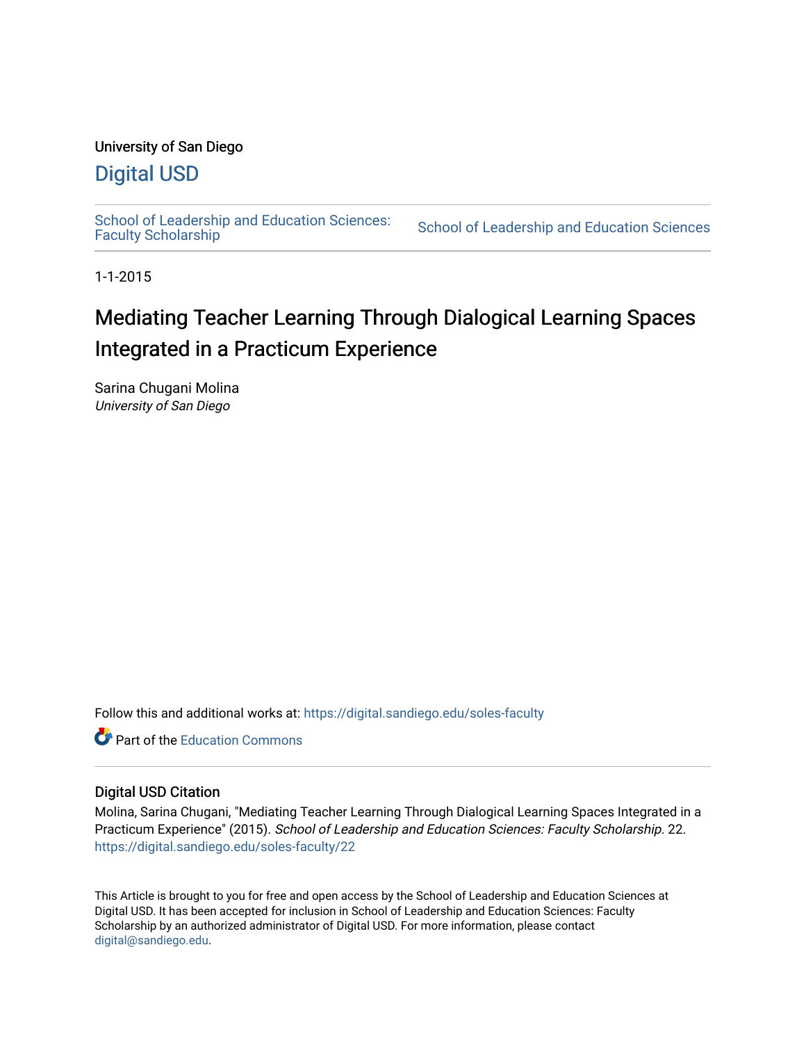University of San Diego

# Digital USD

School of Leadership and Education Sciences: Faculty Scholarship | School of Leadership and Education Sciences

1-1-2015

# Mediating Teacher Learning Through Dialogical Learning Spaces Integrated in a Practicum Experience

Sarina Chugani Molina
*University of San Diego*

Follow this and additional works at: https://digital.sandiego.edu/soles-faculty

Part of the Education Commons

## Digital USD Citation

Molina, Sarina Chugani, "Mediating Teacher Learning Through Dialogical Learning Spaces Integrated in a Practicum Experience" (2015). *School of Leadership and Education Sciences: Faculty Scholarship*. 22.
https://digital.sandiego.edu/soles-faculty/22

This Article is brought to you for free and open access by the School of Leadership and Education Sciences at Digital USD. It has been accepted for inclusion in School of Leadership and Education Sciences: Faculty Scholarship by an authorized administrator of Digital USD. For more information, please contact digital@sandiego.edu.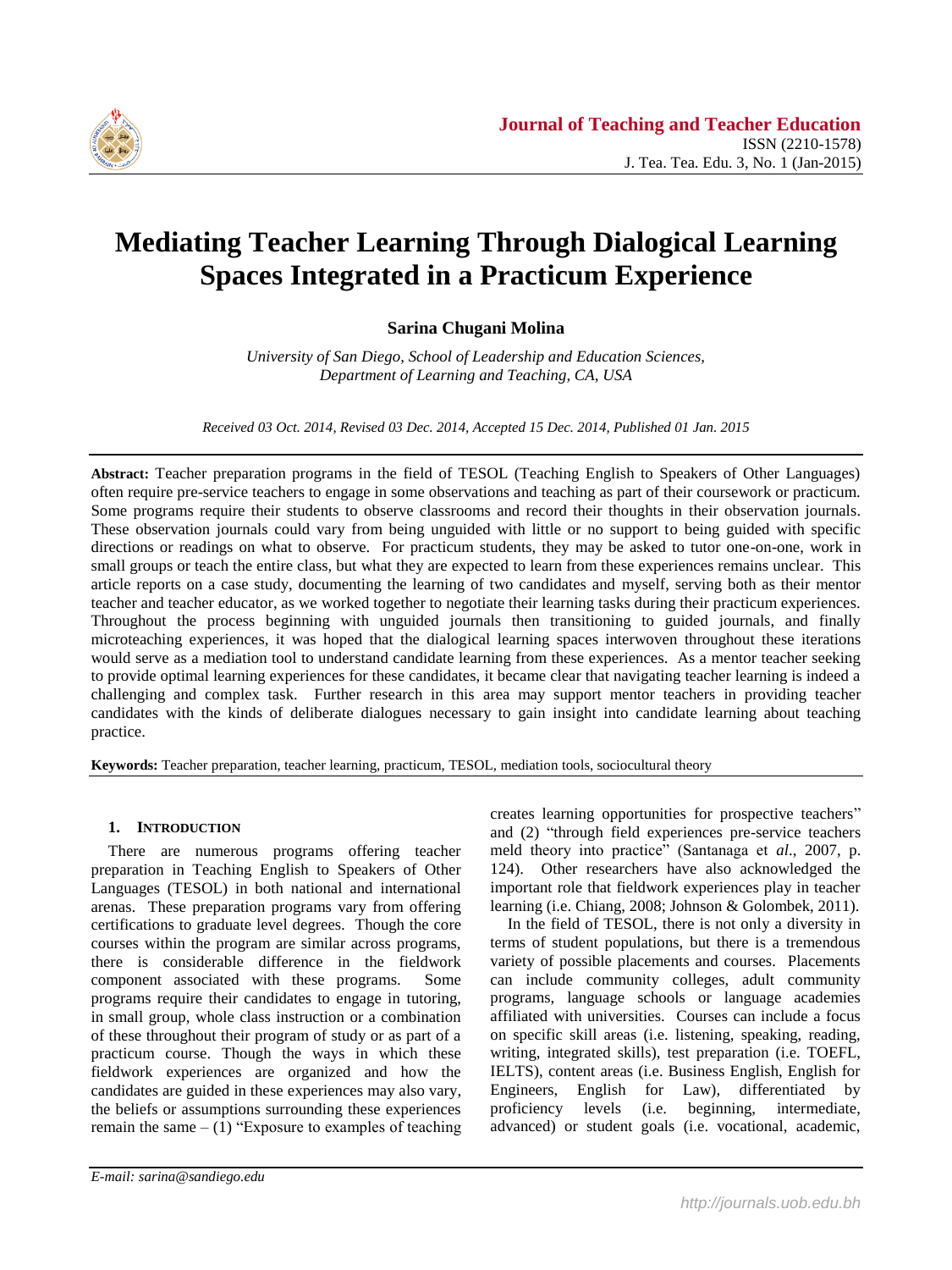# Mediating Teacher Learning Through Dialogical Learning Spaces Integrated in a Practicum Experience

**Sarina Chugani Molina**

*University of San Diego, School of Leadership and Education Sciences, Department of Learning and Teaching, CA, USA*

*Received 03 Oct. 2014, Revised 03 Dec. 2014, Accepted 15 Dec. 2014, Published 01 Jan. 2015*

**Abstract:** Teacher preparation programs in the field of TESOL (Teaching English to Speakers of Other Languages) often require pre-service teachers to engage in some observations and teaching as part of their coursework or practicum. Some programs require their students to observe classrooms and record their thoughts in their observation journals. These observation journals could vary from being unguided with little or no support to being guided with specific directions or readings on what to observe. For practicum students, they may be asked to tutor one-on-one, work in small groups or teach the entire class, but what they are expected to learn from these experiences remains unclear. This article reports on a case study, documenting the learning of two candidates and myself, serving both as their mentor teacher and teacher educator, as we worked together to negotiate their learning tasks during their practicum experiences. Throughout the process beginning with unguided journals then transitioning to guided journals, and finally microteaching experiences, it was hoped that the dialogical learning spaces interwoven throughout these iterations would serve as a mediation tool to understand candidate learning from these experiences. As a mentor teacher seeking to provide optimal learning experiences for these candidates, it became clear that navigating teacher learning is indeed a challenging and complex task. Further research in this area may support mentor teachers in providing teacher candidates with the kinds of deliberate dialogues necessary to gain insight into candidate learning about teaching practice.

**Keywords:** Teacher preparation, teacher learning, practicum, TESOL, mediation tools, sociocultural theory

## 1. Introduction

There are numerous programs offering teacher preparation in Teaching English to Speakers of Other Languages (TESOL) in both national and international arenas. These preparation programs vary from offering certifications to graduate level degrees. Though the core courses within the program are similar across programs, there is considerable difference in the fieldwork component associated with these programs. Some programs require their candidates to engage in tutoring, in small group, whole class instruction or a combination of these throughout their program of study or as part of a practicum course. Though the ways in which these fieldwork experiences are organized and how the candidates are guided in these experiences may also vary, the beliefs or assumptions surrounding these experiences remain the same – (1) "Exposure to examples of teaching creates learning opportunities for prospective teachers" and (2) "through field experiences pre-service teachers meld theory into practice" (Santanaga et *al*., 2007, p. 124). Other researchers have also acknowledged the important role that fieldwork experiences play in teacher learning (i.e. Chiang, 2008; Johnson & Golombek, 2011).

In the field of TESOL, there is not only a diversity in terms of student populations, but there is a tremendous variety of possible placements and courses. Placements can include community colleges, adult community programs, language schools or language academies affiliated with universities. Courses can include a focus on specific skill areas (i.e. listening, speaking, reading, writing, integrated skills), test preparation (i.e. TOEFL, IELTS), content areas (i.e. Business English, English for Engineers, English for Law), differentiated by proficiency levels (i.e. beginning, intermediate, advanced) or student goals (i.e. vocational, academic,

*E-mail: sarina@sandiego.edu*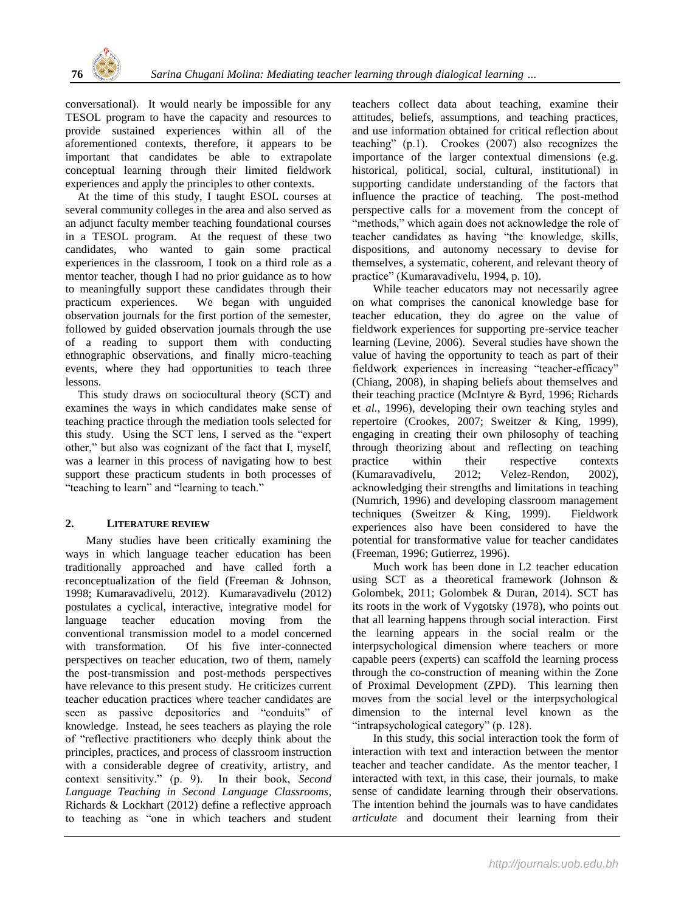conversational). It would nearly be impossible for any TESOL program to have the capacity and resources to provide sustained experiences within all of the aforementioned contexts, therefore, it appears to be important that candidates be able to extrapolate conceptual learning through their limited fieldwork experiences and apply the principles to other contexts.

At the time of this study, I taught ESOL courses at several community colleges in the area and also served as an adjunct faculty member teaching foundational courses in a TESOL program. At the request of these two candidates, who wanted to gain some practical experiences in the classroom, I took on a third role as a mentor teacher, though I had no prior guidance as to how to meaningfully support these candidates through their practicum experiences. We began with unguided observation journals for the first portion of the semester, followed by guided observation journals through the use of a reading to support them with conducting ethnographic observations, and finally micro-teaching events, where they had opportunities to teach three lessons.

This study draws on sociocultural theory (SCT) and examines the ways in which candidates make sense of teaching practice through the mediation tools selected for this study. Using the SCT lens, I served as the "expert other," but also was cognizant of the fact that I, myself, was a learner in this process of navigating how to best support these practicum students in both processes of "teaching to learn" and "learning to teach."

## 2. Literature Review

Many studies have been critically examining the ways in which language teacher education has been traditionally approached and have called forth a reconceptualization of the field (Freeman & Johnson, 1998; Kumaravadivelu, 2012). Kumaravadivelu (2012) postulates a cyclical, interactive, integrative model for language teacher education moving from the conventional transmission model to a model concerned with transformation. Of his five inter-connected perspectives on teacher education, two of them, namely the post-transmission and post-methods perspectives have relevance to this present study. He criticizes current teacher education practices where teacher candidates are seen as passive depositories and "conduits" of knowledge. Instead, he sees teachers as playing the role of "reflective practitioners who deeply think about the principles, practices, and process of classroom instruction with a considerable degree of creativity, artistry, and context sensitivity." (p. 9). In their book, *Second Language Teaching in Second Language Classrooms*, Richards & Lockhart (2012) define a reflective approach to teaching as "one in which teachers and student teachers collect data about teaching, examine their attitudes, beliefs, assumptions, and teaching practices, and use information obtained for critical reflection about teaching" (p.1). Crookes (2007) also recognizes the importance of the larger contextual dimensions (e.g. historical, political, social, cultural, institutional) in supporting candidate understanding of the factors that influence the practice of teaching. The post-method perspective calls for a movement from the concept of "methods," which again does not acknowledge the role of teacher candidates as having "the knowledge, skills, dispositions, and autonomy necessary to devise for themselves, a systematic, coherent, and relevant theory of practice" (Kumaravadivelu, 1994, p. 10).

While teacher educators may not necessarily agree on what comprises the canonical knowledge base for teacher education, they do agree on the value of fieldwork experiences for supporting pre-service teacher learning (Levine, 2006). Several studies have shown the value of having the opportunity to teach as part of their fieldwork experiences in increasing "teacher-efficacy" (Chiang, 2008), in shaping beliefs about themselves and their teaching practice (McIntyre & Byrd, 1996; Richards et *al.*, 1996), developing their own teaching styles and repertoire (Crookes, 2007; Sweitzer & King, 1999), engaging in creating their own philosophy of teaching through theorizing about and reflecting on teaching practice within their respective contexts (Kumaravadivelu, 2012; Velez-Rendon, 2002), acknowledging their strengths and limitations in teaching (Numrich, 1996) and developing classroom management techniques (Sweitzer & King, 1999). Fieldwork experiences also have been considered to have the potential for transformative value for teacher candidates (Freeman, 1996; Gutierrez, 1996).

Much work has been done in L2 teacher education using SCT as a theoretical framework (Johnson & Golombek, 2011; Golombek & Duran, 2014). SCT has its roots in the work of Vygotsky (1978), who points out that all learning happens through social interaction. First the learning appears in the social realm or the interpsychological dimension where teachers or more capable peers (experts) can scaffold the learning process through the co-construction of meaning within the Zone of Proximal Development (ZPD). This learning then moves from the social level or the interpsychological dimension to the internal level known as the "intrapsychological category" (p. 128).

In this study, this social interaction took the form of interaction with text and interaction between the mentor teacher and teacher candidate. As the mentor teacher, I interacted with text, in this case, their journals, to make sense of candidate learning through their observations. The intention behind the journals was to have candidates *articulate* and document their learning from their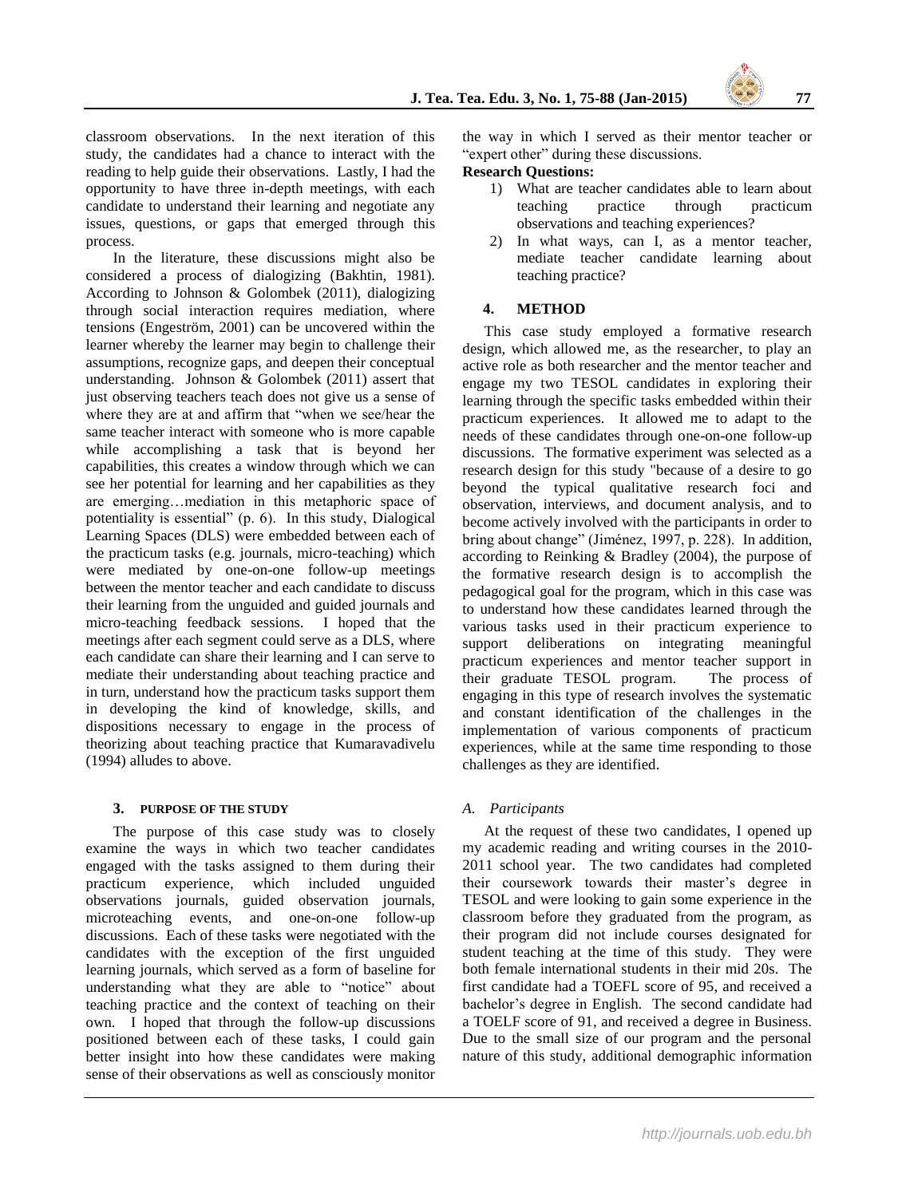classroom observations. In the next iteration of this study, the candidates had a chance to interact with the reading to help guide their observations. Lastly, I had the opportunity to have three in-depth meetings, with each candidate to understand their learning and negotiate any issues, questions, or gaps that emerged through this process.

In the literature, these discussions might also be considered a process of dialogizing (Bakhtin, 1981). According to Johnson & Golombek (2011), dialogizing through social interaction requires mediation, where tensions (Engeström, 2001) can be uncovered within the learner whereby the learner may begin to challenge their assumptions, recognize gaps, and deepen their conceptual understanding. Johnson & Golombek (2011) assert that just observing teachers teach does not give us a sense of where they are at and affirm that "when we see/hear the same teacher interact with someone who is more capable while accomplishing a task that is beyond her capabilities, this creates a window through which we can see her potential for learning and her capabilities as they are emerging…mediation in this metaphoric space of potentiality is essential" (p. 6). In this study, Dialogical Learning Spaces (DLS) were embedded between each of the practicum tasks (e.g. journals, micro-teaching) which were mediated by one-on-one follow-up meetings between the mentor teacher and each candidate to discuss their learning from the unguided and guided journals and micro-teaching feedback sessions. I hoped that the meetings after each segment could serve as a DLS, where each candidate can share their learning and I can serve to mediate their understanding about teaching practice and in turn, understand how the practicum tasks support them in developing the kind of knowledge, skills, and dispositions necessary to engage in the process of theorizing about teaching practice that Kumaravadivelu (1994) alludes to above.

## 3. PURPOSE OF THE STUDY

The purpose of this case study was to closely examine the ways in which two teacher candidates engaged with the tasks assigned to them during their practicum experience, which included unguided observations journals, guided observation journals, microteaching events, and one-on-one follow-up discussions. Each of these tasks were negotiated with the candidates with the exception of the first unguided learning journals, which served as a form of baseline for understanding what they are able to "notice" about teaching practice and the context of teaching on their own. I hoped that through the follow-up discussions positioned between each of these tasks, I could gain better insight into how these candidates were making sense of their observations as well as consciously monitor the way in which I served as their mentor teacher or "expert other" during these discussions.

**Research Questions:**

1) What are teacher candidates able to learn about teaching practice through practicum observations and teaching experiences?
2) In what ways, can I, as a mentor teacher, mediate teacher candidate learning about teaching practice?

## 4. METHOD

This case study employed a formative research design, which allowed me, as the researcher, to play an active role as both researcher and the mentor teacher and engage my two TESOL candidates in exploring their learning through the specific tasks embedded within their practicum experiences. It allowed me to adapt to the needs of these candidates through one-on-one follow-up discussions. The formative experiment was selected as a research design for this study "because of a desire to go beyond the typical qualitative research foci and observation, interviews, and document analysis, and to become actively involved with the participants in order to bring about change" (Jiménez, 1997, p. 228). In addition, according to Reinking & Bradley (2004), the purpose of the formative research design is to accomplish the pedagogical goal for the program, which in this case was to understand how these candidates learned through the various tasks used in their practicum experience to support deliberations on integrating meaningful practicum experiences and mentor teacher support in their graduate TESOL program. The process of engaging in this type of research involves the systematic and constant identification of the challenges in the implementation of various components of practicum experiences, while at the same time responding to those challenges as they are identified.

### *A. Participants*

At the request of these two candidates, I opened up my academic reading and writing courses in the 2010-2011 school year. The two candidates had completed their coursework towards their master's degree in TESOL and were looking to gain some experience in the classroom before they graduated from the program, as their program did not include courses designated for student teaching at the time of this study. They were both female international students in their mid 20s. The first candidate had a TOEFL score of 95, and received a bachelor's degree in English. The second candidate had a TOELF score of 91, and received a degree in Business. Due to the small size of our program and the personal nature of this study, additional demographic information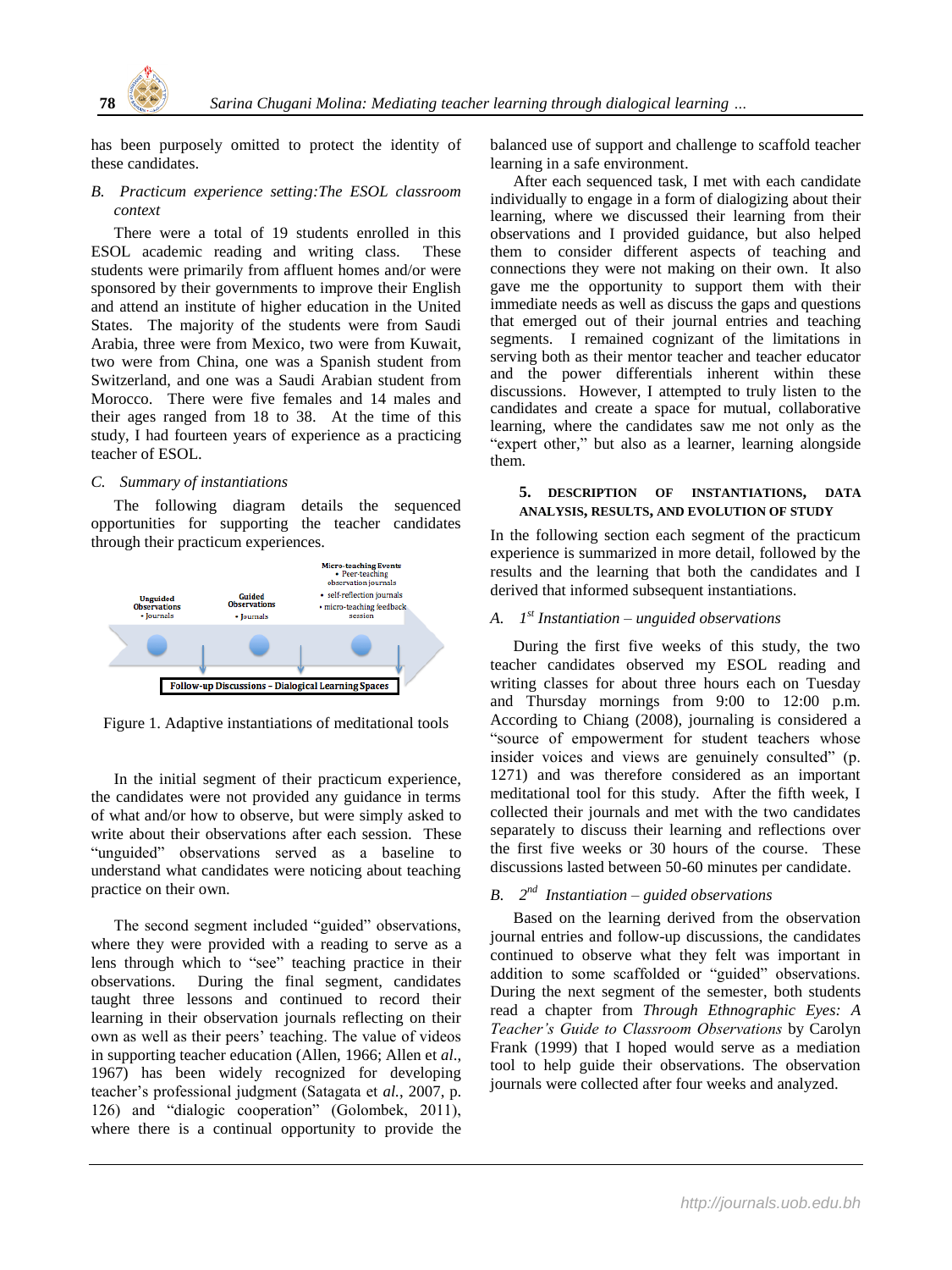has been purposely omitted to protect the identity of these candidates.

### *B. Practicum experience setting:The ESOL classroom context*

There were a total of 19 students enrolled in this ESOL academic reading and writing class. These students were primarily from affluent homes and/or were sponsored by their governments to improve their English and attend an institute of higher education in the United States. The majority of the students were from Saudi Arabia, three were from Mexico, two were from Kuwait, two were from China, one was a Spanish student from Switzerland, and one was a Saudi Arabian student from Morocco. There were five females and 14 males and their ages ranged from 18 to 38. At the time of this study, I had fourteen years of experience as a practicing teacher of ESOL.

### *C. Summary of instantiations*

The following diagram details the sequenced opportunities for supporting the teacher candidates through their practicum experiences.

**Unguided Observations**
- Journals

**Guided Observations**
- Journals

**Micro-teaching Events**
- Peer-teaching observation journals
- self-reflection journals
- micro-teaching feedback session

**Follow-up Discussions - Dialogical Learning Spaces**

Figure 1. Adaptive instantiations of meditational tools

In the initial segment of their practicum experience, the candidates were not provided any guidance in terms of what and/or how to observe, but were simply asked to write about their observations after each session. These "unguided" observations served as a baseline to understand what candidates were noticing about teaching practice on their own.

The second segment included "guided" observations, where they were provided with a reading to serve as a lens through which to "see" teaching practice in their observations. During the final segment, candidates taught three lessons and continued to record their learning in their observation journals reflecting on their own as well as their peers' teaching. The value of videos in supporting teacher education (Allen, 1966; Allen et *al*., 1967) has been widely recognized for developing teacher's professional judgment (Satagata et *al.*, 2007, p. 126) and "dialogic cooperation" (Golombek, 2011), where there is a continual opportunity to provide the balanced use of support and challenge to scaffold teacher learning in a safe environment.

After each sequenced task, I met with each candidate individually to engage in a form of dialogizing about their learning, where we discussed their learning from their observations and I provided guidance, but also helped them to consider different aspects of teaching and connections they were not making on their own. It also gave me the opportunity to support them with their immediate needs as well as discuss the gaps and questions that emerged out of their journal entries and teaching segments. I remained cognizant of the limitations in serving both as their mentor teacher and teacher educator and the power differentials inherent within these discussions. However, I attempted to truly listen to the candidates and create a space for mutual, collaborative learning, where the candidates saw me not only as the "expert other," but also as a learner, learning alongside them.

## 5. DESCRIPTION OF INSTANTIATIONS, DATA ANALYSIS, RESULTS, AND EVOLUTION OF STUDY

In the following section each segment of the practicum experience is summarized in more detail, followed by the results and the learning that both the candidates and I derived that informed subsequent instantiations.

### *A. 1st Instantiation – unguided observations*

During the first five weeks of this study, the two teacher candidates observed my ESOL reading and writing classes for about three hours each on Tuesday and Thursday mornings from 9:00 to 12:00 p.m. According to Chiang (2008), journaling is considered a "source of empowerment for student teachers whose insider voices and views are genuinely consulted" (p. 1271) and was therefore considered as an important meditational tool for this study. After the fifth week, I collected their journals and met with the two candidates separately to discuss their learning and reflections over the first five weeks or 30 hours of the course. These discussions lasted between 50-60 minutes per candidate.

### *B. 2nd Instantiation – guided observations*

Based on the learning derived from the observation journal entries and follow-up discussions, the candidates continued to observe what they felt was important in addition to some scaffolded or "guided" observations. During the next segment of the semester, both students read a chapter from *Through Ethnographic Eyes: A Teacher's Guide to Classroom Observations* by Carolyn Frank (1999) that I hoped would serve as a mediation tool to help guide their observations. The observation journals were collected after four weeks and analyzed.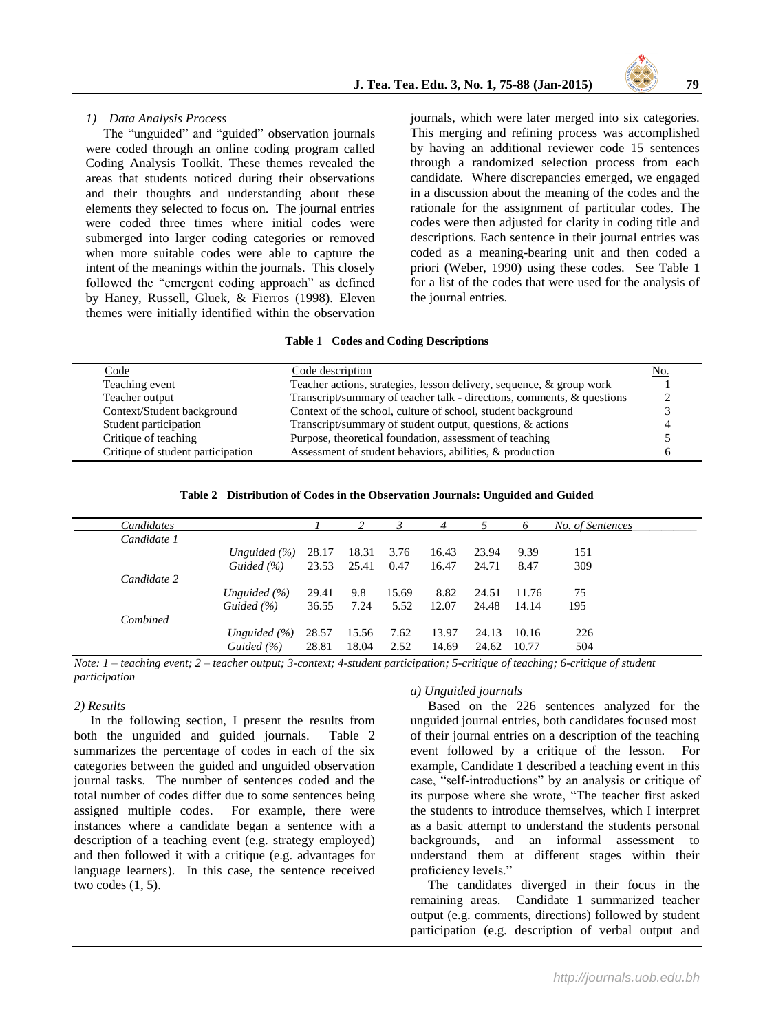### 1) Data Analysis Process

The "unguided" and "guided" observation journals were coded through an online coding program called Coding Analysis Toolkit. These themes revealed the areas that students noticed during their observations and their thoughts and understanding about these elements they selected to focus on. The journal entries were coded three times where initial codes were submerged into larger coding categories or removed when more suitable codes were able to capture the intent of the meanings within the journals. This closely followed the "emergent coding approach" as defined by Haney, Russell, Gluek, & Fierros (1998). Eleven themes were initially identified within the observation journals, which were later merged into six categories. This merging and refining process was accomplished by having an additional reviewer code 15 sentences through a randomized selection process from each candidate. Where discrepancies emerged, we engaged in a discussion about the meaning of the codes and the rationale for the assignment of particular codes. The codes were then adjusted for clarity in coding title and descriptions. Each sentence in their journal entries was coded as a meaning-bearing unit and then coded a priori (Weber, 1990) using these codes. See Table 1 for a list of the codes that were used for the analysis of the journal entries.

**Table 1 Codes and Coding Descriptions**

| Code | Code description | No. |
|---|---|---|
| Teaching event | Teacher actions, strategies, lesson delivery, sequence, & group work | 1 |
| Teacher output | Transcript/summary of teacher talk - directions, comments, & questions | 2 |
| Context/Student background | Context of the school, culture of school, student background | 3 |
| Student participation | Transcript/summary of student output, questions, & actions | 4 |
| Critique of teaching | Purpose, theoretical foundation, assessment of teaching | 5 |
| Critique of student participation | Assessment of student behaviors, abilities, & production | 6 |

**Table 2 Distribution of Codes in the Observation Journals: Unguided and Guided**

| *Candidates* | | *1* | *2* | *3* | *4* | *5* | *6* | *No. of Sentences* |
|---|---|---|---|---|---|---|---|---|
| *Candidate 1* | | | | | | | | |
| | *Unguided (%)* | 28.17 | 18.31 | 3.76 | 16.43 | 23.94 | 9.39 | 151 |
| | *Guided (%)* | 23.53 | 25.41 | 0.47 | 16.47 | 24.71 | 8.47 | 309 |
| *Candidate 2* | | | | | | | | |
| | *Unguided (%)* | 29.41 | 9.8 | 15.69 | 8.82 | 24.51 | 11.76 | 75 |
| | *Guided (%)* | 36.55 | 7.24 | 5.52 | 12.07 | 24.48 | 14.14 | 195 |
| *Combined* | | | | | | | | |
| | *Unguided (%)* | 28.57 | 15.56 | 7.62 | 13.97 | 24.13 | 10.16 | 226 |
| | *Guided (%)* | 28.81 | 18.04 | 2.52 | 14.69 | 24.62 | 10.77 | 504 |

*Note: 1 – teaching event; 2 – teacher output; 3-context; 4-student participation; 5-critique of teaching; 6-critique of student participation*

### 2) Results

In the following section, I present the results from both the unguided and guided journals. Table 2 summarizes the percentage of codes in each of the six categories between the guided and unguided observation journal tasks. The number of sentences coded and the total number of codes differ due to some sentences being assigned multiple codes. For example, there were instances where a candidate began a sentence with a description of a teaching event (e.g. strategy employed) and then followed it with a critique (e.g. advantages for language learners). In this case, the sentence received two codes (1, 5).

#### a) Unguided journals

Based on the 226 sentences analyzed for the unguided journal entries, both candidates focused most of their journal entries on a description of the teaching event followed by a critique of the lesson. For example, Candidate 1 described a teaching event in this case, "self-introductions" by an analysis or critique of its purpose where she wrote, "The teacher first asked the students to introduce themselves, which I interpret as a basic attempt to understand the students personal backgrounds, and an informal assessment to understand them at different stages within their proficiency levels."

The candidates diverged in their focus in the remaining areas. Candidate 1 summarized teacher output (e.g. comments, directions) followed by student participation (e.g. description of verbal output and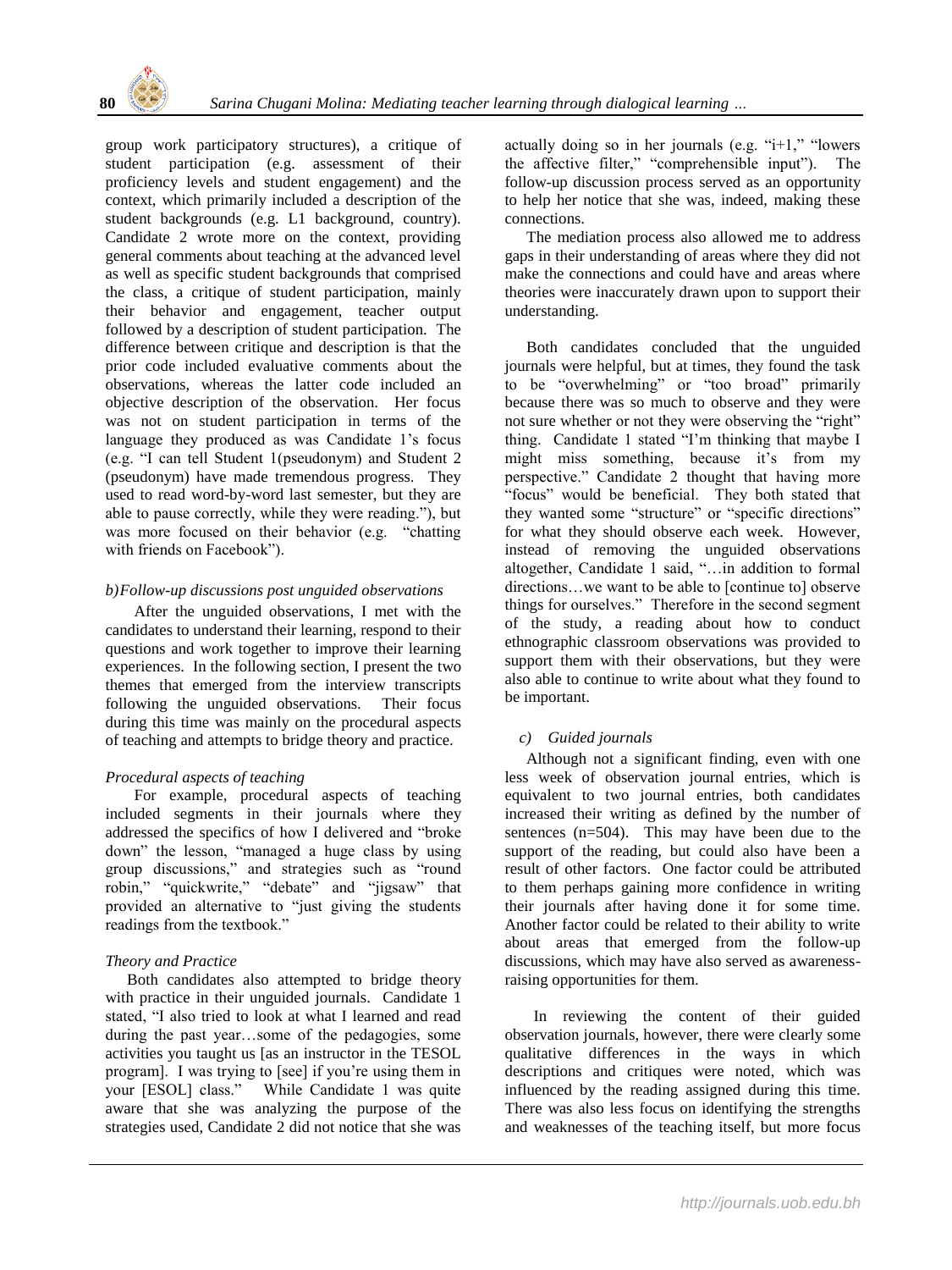group work participatory structures), a critique of student participation (e.g. assessment of their proficiency levels and student engagement) and the context, which primarily included a description of the student backgrounds (e.g. L1 background, country). Candidate 2 wrote more on the context, providing general comments about teaching at the advanced level as well as specific student backgrounds that comprised the class, a critique of student participation, mainly their behavior and engagement, teacher output followed by a description of student participation. The difference between critique and description is that the prior code included evaluative comments about the observations, whereas the latter code included an objective description of the observation. Her focus was not on student participation in terms of the language they produced as was Candidate 1's focus (e.g. "I can tell Student 1(pseudonym) and Student 2 (pseudonym) have made tremendous progress. They used to read word-by-word last semester, but they are able to pause correctly, while they were reading."), but was more focused on their behavior (e.g. "chatting with friends on Facebook").

*b)Follow-up discussions post unguided observations*

After the unguided observations, I met with the candidates to understand their learning, respond to their questions and work together to improve their learning experiences. In the following section, I present the two themes that emerged from the interview transcripts following the unguided observations. Their focus during this time was mainly on the procedural aspects of teaching and attempts to bridge theory and practice.

*Procedural aspects of teaching*

For example, procedural aspects of teaching included segments in their journals where they addressed the specifics of how I delivered and "broke down" the lesson, "managed a huge class by using group discussions," and strategies such as "round robin," "quickwrite," "debate" and "jigsaw" that provided an alternative to "just giving the students readings from the textbook."

*Theory and Practice*

Both candidates also attempted to bridge theory with practice in their unguided journals. Candidate 1 stated, "I also tried to look at what I learned and read during the past year…some of the pedagogies, some activities you taught us [as an instructor in the TESOL program]. I was trying to [see] if you're using them in your [ESOL] class." While Candidate 1 was quite aware that she was analyzing the purpose of the strategies used, Candidate 2 did not notice that she was actually doing so in her journals (e.g. "i+1," "lowers the affective filter," "comprehensible input"). The follow-up discussion process served as an opportunity to help her notice that she was, indeed, making these connections.

The mediation process also allowed me to address gaps in their understanding of areas where they did not make the connections and could have and areas where theories were inaccurately drawn upon to support their understanding.

Both candidates concluded that the unguided journals were helpful, but at times, they found the task to be "overwhelming" or "too broad" primarily because there was so much to observe and they were not sure whether or not they were observing the "right" thing. Candidate 1 stated "I'm thinking that maybe I might miss something, because it's from my perspective." Candidate 2 thought that having more "focus" would be beneficial. They both stated that they wanted some "structure" or "specific directions" for what they should observe each week. However, instead of removing the unguided observations altogether, Candidate 1 said, "…in addition to formal directions…we want to be able to [continue to] observe things for ourselves." Therefore in the second segment of the study, a reading about how to conduct ethnographic classroom observations was provided to support them with their observations, but they were also able to continue to write about what they found to be important.

*c) Guided journals*

Although not a significant finding, even with one less week of observation journal entries, which is equivalent to two journal entries, both candidates increased their writing as defined by the number of sentences (n=504). This may have been due to the support of the reading, but could also have been a result of other factors. One factor could be attributed to them perhaps gaining more confidence in writing their journals after having done it for some time. Another factor could be related to their ability to write about areas that emerged from the follow-up discussions, which may have also served as awareness-raising opportunities for them.

In reviewing the content of their guided observation journals, however, there were clearly some qualitative differences in the ways in which descriptions and critiques were noted, which was influenced by the reading assigned during this time. There was also less focus on identifying the strengths and weaknesses of the teaching itself, but more focus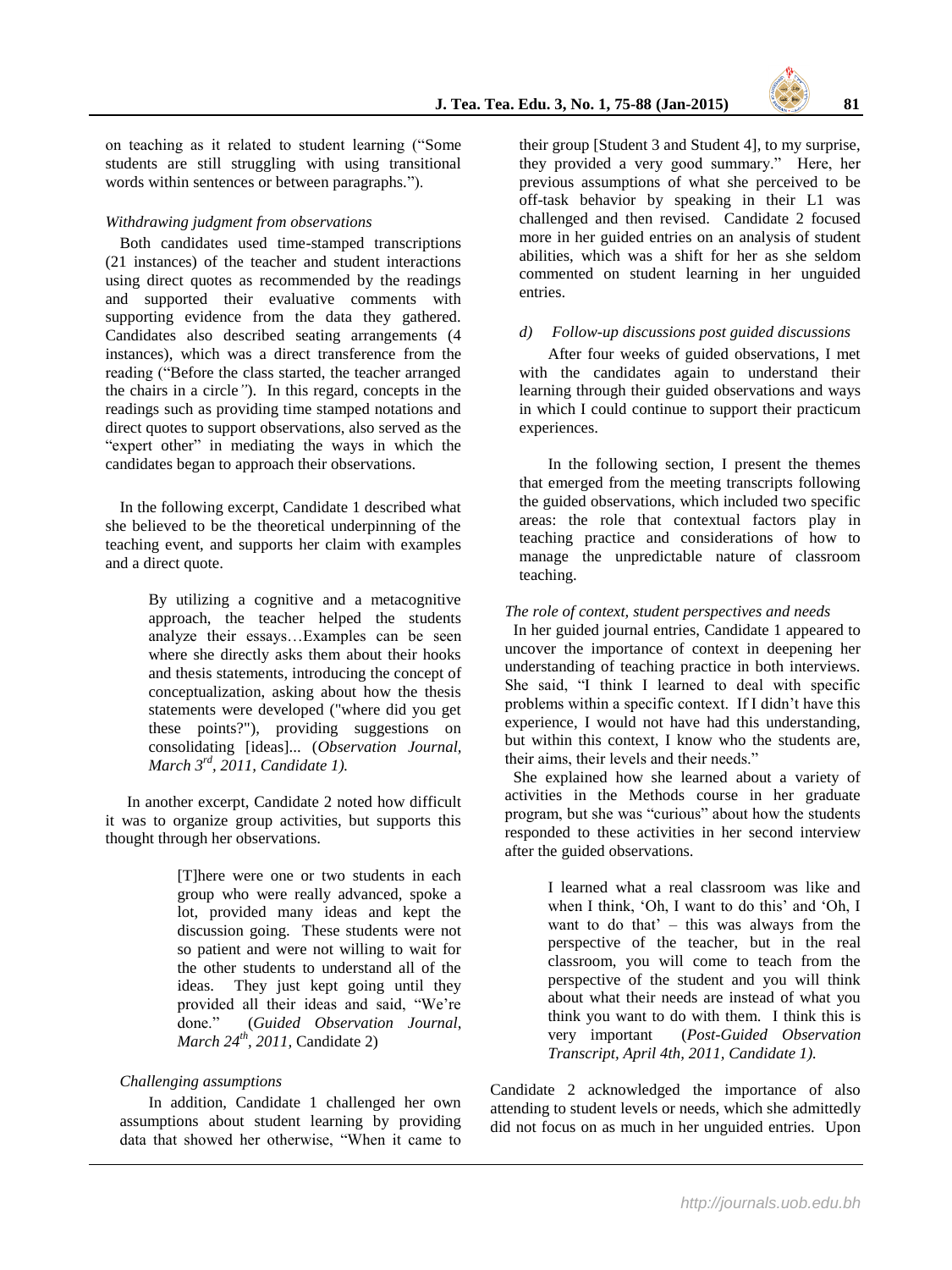on teaching as it related to student learning ("Some students are still struggling with using transitional words within sentences or between paragraphs.").

*Withdrawing judgment from observations*

Both candidates used time-stamped transcriptions (21 instances) of the teacher and student interactions using direct quotes as recommended by the readings and supported their evaluative comments with supporting evidence from the data they gathered. Candidates also described seating arrangements (4 instances), which was a direct transference from the reading ("Before the class started, the teacher arranged the chairs in a circle*"*). In this regard, concepts in the readings such as providing time stamped notations and direct quotes to support observations, also served as the "expert other" in mediating the ways in which the candidates began to approach their observations.

In the following excerpt, Candidate 1 described what she believed to be the theoretical underpinning of the teaching event, and supports her claim with examples and a direct quote.

> By utilizing a cognitive and a metacognitive approach, the teacher helped the students analyze their essays…Examples can be seen where she directly asks them about their hooks and thesis statements, introducing the concept of conceptualization, asking about how the thesis statements were developed ("where did you get these points?"), providing suggestions on consolidating [ideas]... (*Observation Journal, March 3rd, 2011, Candidate 1).*

In another excerpt, Candidate 2 noted how difficult it was to organize group activities, but supports this thought through her observations.

> [T]here were one or two students in each group who were really advanced, spoke a lot, provided many ideas and kept the discussion going. These students were not so patient and were not willing to wait for the other students to understand all of the ideas. They just kept going until they provided all their ideas and said, "We're done." (*Guided Observation Journal, March 24th, 2011,* Candidate 2)

*Challenging assumptions*

In addition, Candidate 1 challenged her own assumptions about student learning by providing data that showed her otherwise, "When it came to their group [Student 3 and Student 4], to my surprise, they provided a very good summary." Here, her previous assumptions of what she perceived to be off-task behavior by speaking in their L1 was challenged and then revised. Candidate 2 focused more in her guided entries on an analysis of student abilities, which was a shift for her as she seldom commented on student learning in her unguided entries.

*d) Follow-up discussions post guided discussions*

After four weeks of guided observations, I met with the candidates again to understand their learning through their guided observations and ways in which I could continue to support their practicum experiences.

In the following section, I present the themes that emerged from the meeting transcripts following the guided observations, which included two specific areas: the role that contextual factors play in teaching practice and considerations of how to manage the unpredictable nature of classroom teaching.

*The role of context, student perspectives and needs*

In her guided journal entries, Candidate 1 appeared to uncover the importance of context in deepening her understanding of teaching practice in both interviews. She said, "I think I learned to deal with specific problems within a specific context. If I didn't have this experience, I would not have had this understanding, but within this context, I know who the students are, their aims, their levels and their needs."

She explained how she learned about a variety of activities in the Methods course in her graduate program, but she was "curious" about how the students responded to these activities in her second interview after the guided observations.

> I learned what a real classroom was like and when I think, 'Oh, I want to do this' and 'Oh, I want to do that' – this was always from the perspective of the teacher, but in the real classroom, you will come to teach from the perspective of the student and you will think about what their needs are instead of what you think you want to do with them. I think this is very important (*Post-Guided Observation Transcript, April 4th, 2011, Candidate 1).*

Candidate 2 acknowledged the importance of also attending to student levels or needs, which she admittedly did not focus on as much in her unguided entries. Upon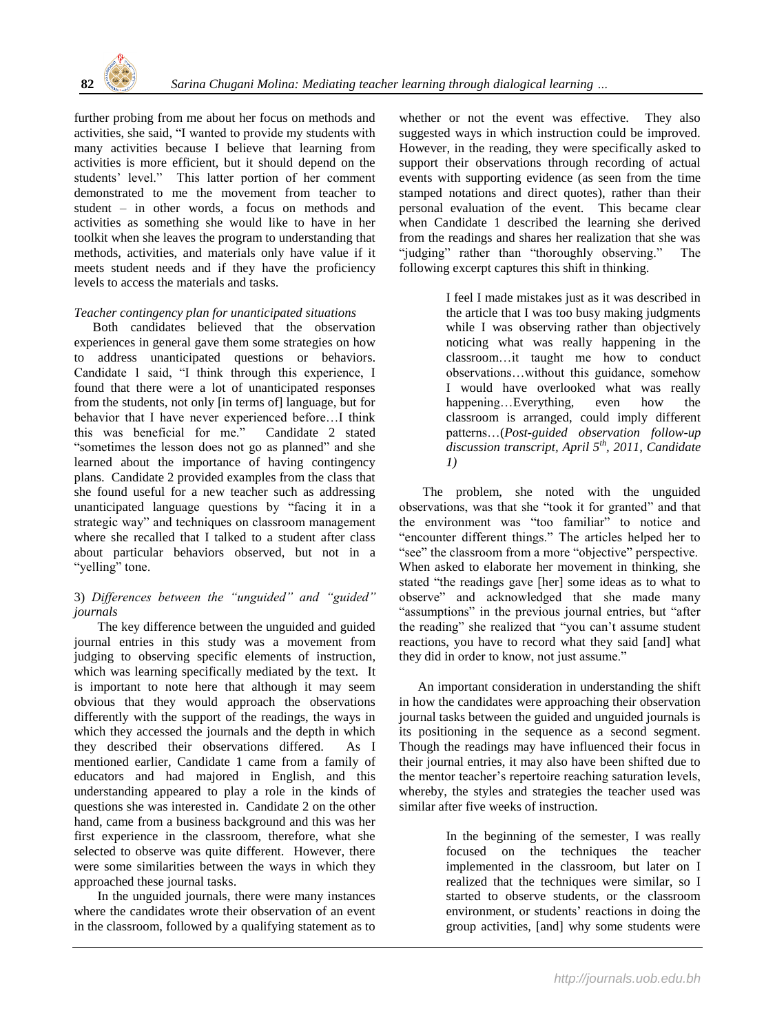further probing from me about her focus on methods and activities, she said, "I wanted to provide my students with many activities because I believe that learning from activities is more efficient, but it should depend on the students' level." This latter portion of her comment demonstrated to me the movement from teacher to student – in other words, a focus on methods and activities as something she would like to have in her toolkit when she leaves the program to understanding that methods, activities, and materials only have value if it meets student needs and if they have the proficiency levels to access the materials and tasks.

*Teacher contingency plan for unanticipated situations*

Both candidates believed that the observation experiences in general gave them some strategies on how to address unanticipated questions or behaviors. Candidate 1 said, "I think through this experience, I found that there were a lot of unanticipated responses from the students, not only [in terms of] language, but for behavior that I have never experienced before…I think this was beneficial for me." Candidate 2 stated "sometimes the lesson does not go as planned" and she learned about the importance of having contingency plans. Candidate 2 provided examples from the class that she found useful for a new teacher such as addressing unanticipated language questions by "facing it in a strategic way" and techniques on classroom management where she recalled that I talked to a student after class about particular behaviors observed, but not in a "yelling" tone.

3) *Differences between the "unguided" and "guided" journals*

The key difference between the unguided and guided journal entries in this study was a movement from judging to observing specific elements of instruction, which was learning specifically mediated by the text. It is important to note here that although it may seem obvious that they would approach the observations differently with the support of the readings, the ways in which they accessed the journals and the depth in which they described their observations differed. As I mentioned earlier, Candidate 1 came from a family of educators and had majored in English, and this understanding appeared to play a role in the kinds of questions she was interested in. Candidate 2 on the other hand, came from a business background and this was her first experience in the classroom, therefore, what she selected to observe was quite different. However, there were some similarities between the ways in which they approached these journal tasks.

In the unguided journals, there were many instances where the candidates wrote their observation of an event in the classroom, followed by a qualifying statement as to whether or not the event was effective. They also suggested ways in which instruction could be improved. However, in the reading, they were specifically asked to support their observations through recording of actual events with supporting evidence (as seen from the time stamped notations and direct quotes), rather than their personal evaluation of the event. This became clear when Candidate 1 described the learning she derived from the readings and shares her realization that she was "judging" rather than "thoroughly observing." The following excerpt captures this shift in thinking.

> I feel I made mistakes just as it was described in the article that I was too busy making judgments while I was observing rather than objectively noticing what was really happening in the classroom…it taught me how to conduct observations…without this guidance, somehow I would have overlooked what was really happening…Everything, even how the classroom is arranged, could imply different patterns…(*Post-guided observation follow-up discussion transcript, April 5th, 2011, Candidate 1)*

The problem, she noted with the unguided observations, was that she "took it for granted" and that the environment was "too familiar" to notice and "encounter different things." The articles helped her to "see" the classroom from a more "objective" perspective. When asked to elaborate her movement in thinking, she stated "the readings gave [her] some ideas as to what to observe" and acknowledged that she made many "assumptions" in the previous journal entries, but "after the reading" she realized that "you can't assume student reactions, you have to record what they said [and] what they did in order to know, not just assume."

An important consideration in understanding the shift in how the candidates were approaching their observation journal tasks between the guided and unguided journals is its positioning in the sequence as a second segment. Though the readings may have influenced their focus in their journal entries, it may also have been shifted due to the mentor teacher's repertoire reaching saturation levels, whereby, the styles and strategies the teacher used was similar after five weeks of instruction.

> In the beginning of the semester, I was really focused on the techniques the teacher implemented in the classroom, but later on I realized that the techniques were similar, so I started to observe students, or the classroom environment, or students' reactions in doing the group activities, [and] why some students were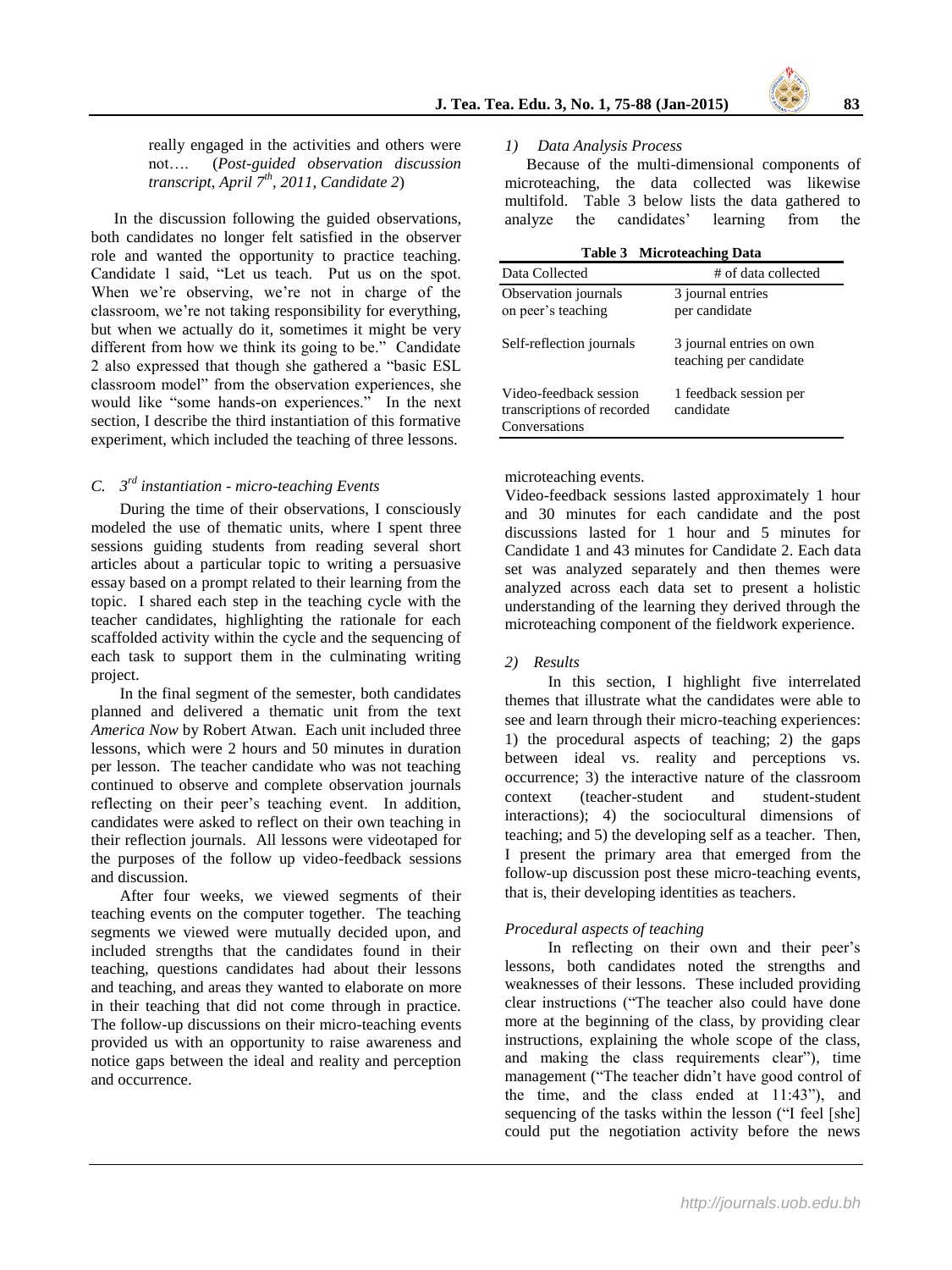really engaged in the activities and others were not…. (*Post-guided observation discussion transcript, April 7th, 2011, Candidate 2*)

In the discussion following the guided observations, both candidates no longer felt satisfied in the observer role and wanted the opportunity to practice teaching. Candidate 1 said, "Let us teach. Put us on the spot. When we're observing, we're not in charge of the classroom, we're not taking responsibility for everything, but when we actually do it, sometimes it might be very different from how we think its going to be." Candidate 2 also expressed that though she gathered a "basic ESL classroom model" from the observation experiences, she would like "some hands-on experiences." In the next section, I describe the third instantiation of this formative experiment, which included the teaching of three lessons.

### *C. 3rd instantiation - micro-teaching Events*

During the time of their observations, I consciously modeled the use of thematic units, where I spent three sessions guiding students from reading several short articles about a particular topic to writing a persuasive essay based on a prompt related to their learning from the topic. I shared each step in the teaching cycle with the teacher candidates, highlighting the rationale for each scaffolded activity within the cycle and the sequencing of each task to support them in the culminating writing project.

In the final segment of the semester, both candidates planned and delivered a thematic unit from the text *America Now* by Robert Atwan. Each unit included three lessons, which were 2 hours and 50 minutes in duration per lesson. The teacher candidate who was not teaching continued to observe and complete observation journals reflecting on their peer's teaching event. In addition, candidates were asked to reflect on their own teaching in their reflection journals. All lessons were videotaped for the purposes of the follow up video-feedback sessions and discussion.

After four weeks, we viewed segments of their teaching events on the computer together. The teaching segments we viewed were mutually decided upon, and included strengths that the candidates found in their teaching, questions candidates had about their lessons and teaching, and areas they wanted to elaborate on more in their teaching that did not come through in practice. The follow-up discussions on their micro-teaching events provided us with an opportunity to raise awareness and notice gaps between the ideal and reality and perception and occurrence.

#### *1) Data Analysis Process*

Because of the multi-dimensional components of microteaching, the data collected was likewise multifold. Table 3 below lists the data gathered to analyze the candidates' learning from the microteaching events.

**Table 3 Microteaching Data**

| Data Collected | # of data collected |
|---|---|
| Observation journals on peer's teaching | 3 journal entries per candidate |
| Self-reflection journals | 3 journal entries on own teaching per candidate |
| Video-feedback session transcriptions of recorded Conversations | 1 feedback session per candidate |

Video-feedback sessions lasted approximately 1 hour and 30 minutes for each candidate and the post discussions lasted for 1 hour and 5 minutes for Candidate 1 and 43 minutes for Candidate 2. Each data set was analyzed separately and then themes were analyzed across each data set to present a holistic understanding of the learning they derived through the microteaching component of the fieldwork experience.

#### *2) Results*

In this section, I highlight five interrelated themes that illustrate what the candidates were able to see and learn through their micro-teaching experiences: 1) the procedural aspects of teaching; 2) the gaps between ideal vs. reality and perceptions vs. occurrence; 3) the interactive nature of the classroom context (teacher-student and student-student interactions); 4) the sociocultural dimensions of teaching; and 5) the developing self as a teacher. Then, I present the primary area that emerged from the follow-up discussion post these micro-teaching events, that is, their developing identities as teachers.

*Procedural aspects of teaching*

In reflecting on their own and their peer's lessons, both candidates noted the strengths and weaknesses of their lessons. These included providing clear instructions ("The teacher also could have done more at the beginning of the class, by providing clear instructions, explaining the whole scope of the class, and making the class requirements clear"), time management ("The teacher didn't have good control of the time, and the class ended at 11:43"), and sequencing of the tasks within the lesson ("I feel [she] could put the negotiation activity before the news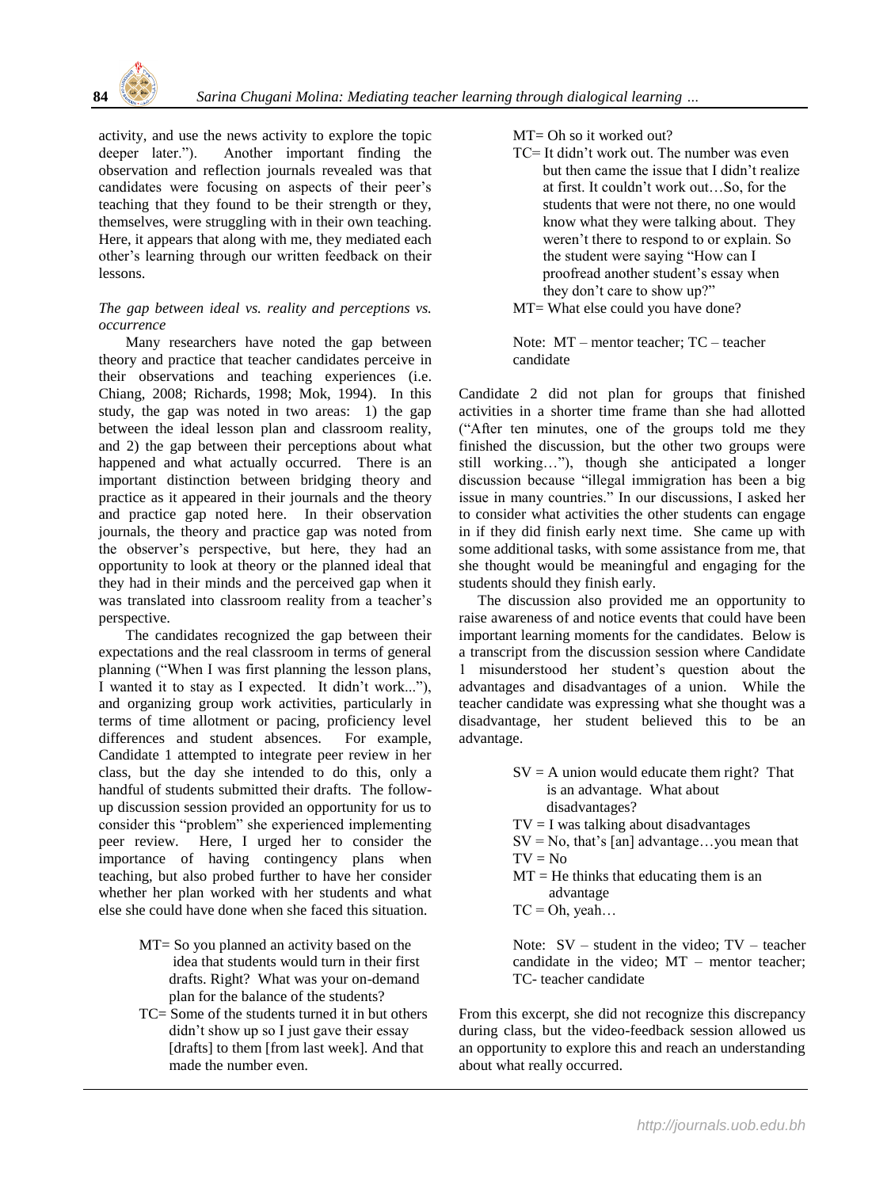activity, and use the news activity to explore the topic deeper later."). Another important finding the observation and reflection journals revealed was that candidates were focusing on aspects of their peer's teaching that they found to be their strength or they, themselves, were struggling with in their own teaching. Here, it appears that along with me, they mediated each other's learning through our written feedback on their lessons.

*The gap between ideal vs. reality and perceptions vs. occurrence*

Many researchers have noted the gap between theory and practice that teacher candidates perceive in their observations and teaching experiences (i.e. Chiang, 2008; Richards, 1998; Mok, 1994). In this study, the gap was noted in two areas: 1) the gap between the ideal lesson plan and classroom reality, and 2) the gap between their perceptions about what happened and what actually occurred. There is an important distinction between bridging theory and practice as it appeared in their journals and the theory and practice gap noted here. In their observation journals, the theory and practice gap was noted from the observer's perspective, but here, they had an opportunity to look at theory or the planned ideal that they had in their minds and the perceived gap when it was translated into classroom reality from a teacher's perspective.

The candidates recognized the gap between their expectations and the real classroom in terms of general planning ("When I was first planning the lesson plans, I wanted it to stay as I expected. It didn't work..."), and organizing group work activities, particularly in terms of time allotment or pacing, proficiency level differences and student absences. For example, Candidate 1 attempted to integrate peer review in her class, but the day she intended to do this, only a handful of students submitted their drafts. The follow-up discussion session provided an opportunity for us to consider this "problem" she experienced implementing peer review. Here, I urged her to consider the importance of having contingency plans when teaching, but also probed further to have her consider whether her plan worked with her students and what else she could have done when she faced this situation.

> MT= So you planned an activity based on the idea that students would turn in their first drafts. Right? What was your on-demand plan for the balance of the students?
>
> TC= Some of the students turned it in but others didn't show up so I just gave their essay [drafts] to them [from last week]. And that made the number even.
>
> MT= Oh so it worked out?
>
> TC= It didn't work out. The number was even but then came the issue that I didn't realize at first. It couldn't work out…So, for the students that were not there, no one would know what they were talking about. They weren't there to respond to or explain. So the student were saying "How can I proofread another student's essay when they don't care to show up?"
>
> MT= What else could you have done?
>
> Note: MT – mentor teacher; TC – teacher candidate

Candidate 2 did not plan for groups that finished activities in a shorter time frame than she had allotted ("After ten minutes, one of the groups told me they finished the discussion, but the other two groups were still working…"), though she anticipated a longer discussion because "illegal immigration has been a big issue in many countries." In our discussions, I asked her to consider what activities the other students can engage in if they did finish early next time. She came up with some additional tasks, with some assistance from me, that she thought would be meaningful and engaging for the students should they finish early.

The discussion also provided me an opportunity to raise awareness of and notice events that could have been important learning moments for the candidates. Below is a transcript from the discussion session where Candidate 1 misunderstood her student's question about the advantages and disadvantages of a union. While the teacher candidate was expressing what she thought was a disadvantage, her student believed this to be an advantage.

> SV = A union would educate them right? That is an advantage. What about disadvantages?
>
> TV = I was talking about disadvantages
>
> SV = No, that's [an] advantage…you mean that
>
> TV = No
>
> MT = He thinks that educating them is an advantage
>
> TC = Oh, yeah…
>
> Note: SV – student in the video; TV – teacher candidate in the video; MT – mentor teacher; TC- teacher candidate

From this excerpt, she did not recognize this discrepancy during class, but the video-feedback session allowed us an opportunity to explore this and reach an understanding about what really occurred.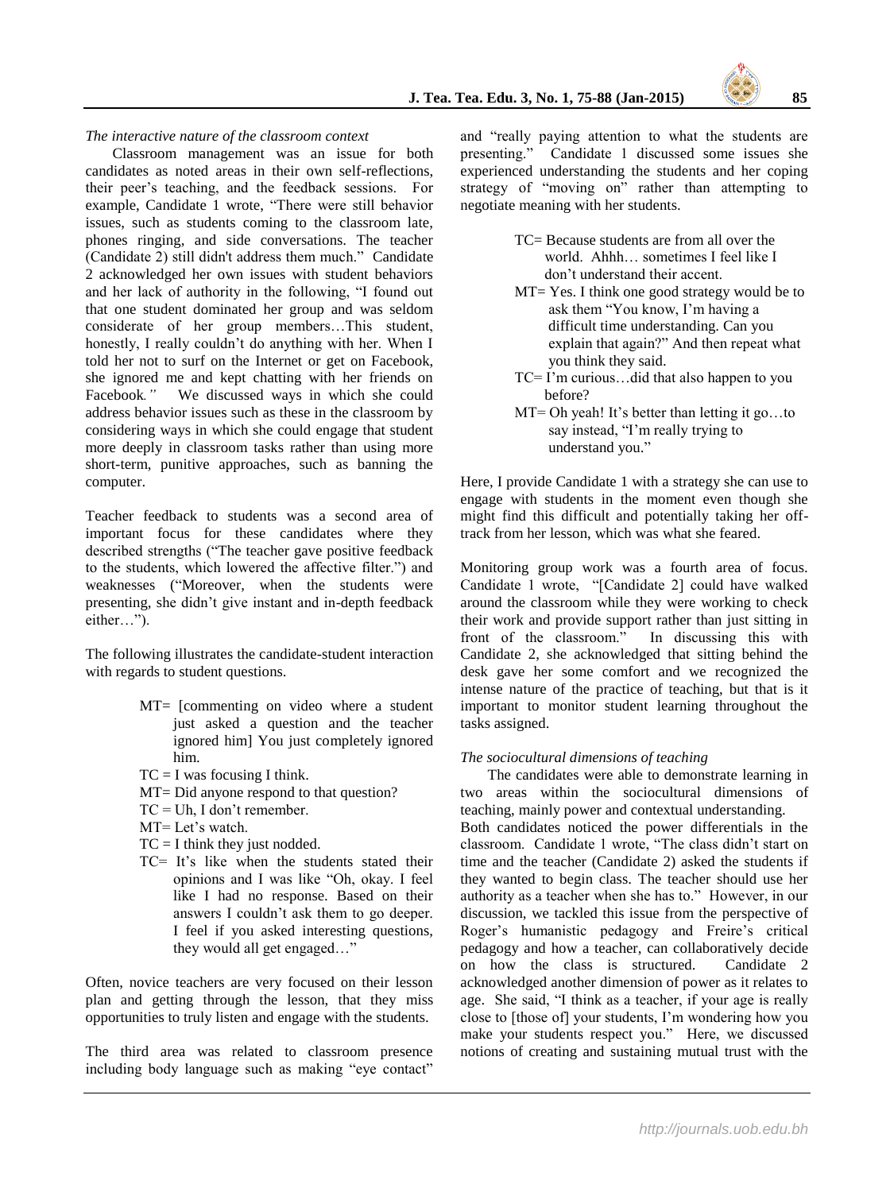*The interactive nature of the classroom context*

Classroom management was an issue for both candidates as noted areas in their own self-reflections, their peer's teaching, and the feedback sessions. For example, Candidate 1 wrote, "There were still behavior issues, such as students coming to the classroom late, phones ringing, and side conversations. The teacher (Candidate 2) still didn't address them much." Candidate 2 acknowledged her own issues with student behaviors and her lack of authority in the following, "I found out that one student dominated her group and was seldom considerate of her group members…This student, honestly, I really couldn't do anything with her. When I told her not to surf on the Internet or get on Facebook, she ignored me and kept chatting with her friends on Facebook*."* We discussed ways in which she could address behavior issues such as these in the classroom by considering ways in which she could engage that student more deeply in classroom tasks rather than using more short-term, punitive approaches, such as banning the computer.

Teacher feedback to students was a second area of important focus for these candidates where they described strengths ("The teacher gave positive feedback to the students, which lowered the affective filter.") and weaknesses ("Moreover, when the students were presenting, she didn't give instant and in-depth feedback either…").

The following illustrates the candidate-student interaction with regards to student questions.

> MT= [commenting on video where a student just asked a question and the teacher ignored him] You just completely ignored him.
>
> TC = I was focusing I think.
>
> MT= Did anyone respond to that question?
>
> TC = Uh, I don't remember.
>
> MT= Let's watch.
>
> TC = I think they just nodded.
>
> TC= It's like when the students stated their opinions and I was like "Oh, okay. I feel like I had no response. Based on their answers I couldn't ask them to go deeper. I feel if you asked interesting questions, they would all get engaged…"

Often, novice teachers are very focused on their lesson plan and getting through the lesson, that they miss opportunities to truly listen and engage with the students.

The third area was related to classroom presence including body language such as making "eye contact" and "really paying attention to what the students are presenting." Candidate 1 discussed some issues she experienced understanding the students and her coping strategy of "moving on" rather than attempting to negotiate meaning with her students.

> TC= Because students are from all over the world. Ahhh… sometimes I feel like I don't understand their accent.
>
> MT= Yes. I think one good strategy would be to ask them "You know, I'm having a difficult time understanding. Can you explain that again?" And then repeat what you think they said.
>
> TC= I'm curious…did that also happen to you before?
>
> MT= Oh yeah! It's better than letting it go…to say instead, "I'm really trying to understand you."

Here, I provide Candidate 1 with a strategy she can use to engage with students in the moment even though she might find this difficult and potentially taking her off-track from her lesson, which was what she feared.

Monitoring group work was a fourth area of focus. Candidate 1 wrote, "[Candidate 2] could have walked around the classroom while they were working to check their work and provide support rather than just sitting in front of the classroom." In discussing this with Candidate 2, she acknowledged that sitting behind the desk gave her some comfort and we recognized the intense nature of the practice of teaching, but that is it important to monitor student learning throughout the tasks assigned.

*The sociocultural dimensions of teaching*

The candidates were able to demonstrate learning in two areas within the sociocultural dimensions of teaching, mainly power and contextual understanding.

Both candidates noticed the power differentials in the classroom. Candidate 1 wrote, "The class didn't start on time and the teacher (Candidate 2) asked the students if they wanted to begin class. The teacher should use her authority as a teacher when she has to." However, in our discussion, we tackled this issue from the perspective of Roger's humanistic pedagogy and Freire's critical pedagogy and how a teacher, can collaboratively decide on how the class is structured. Candidate 2 acknowledged another dimension of power as it relates to age. She said, "I think as a teacher, if your age is really close to [those of] your students, I'm wondering how you make your students respect you." Here, we discussed notions of creating and sustaining mutual trust with the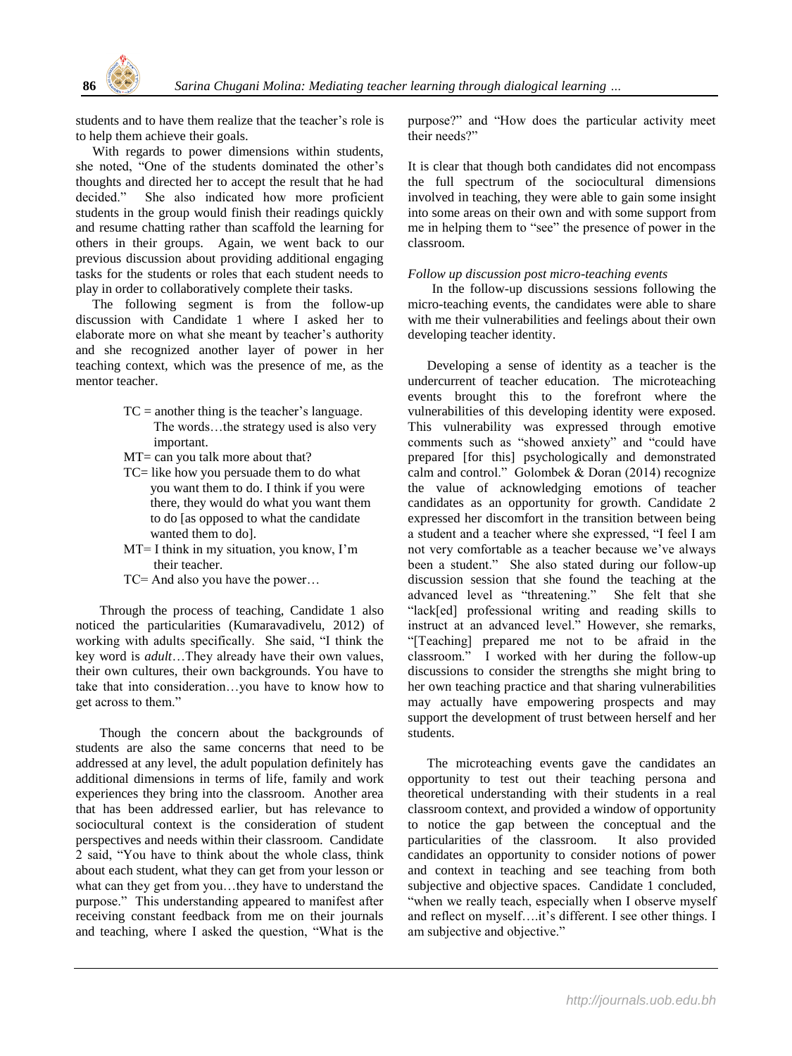students and to have them realize that the teacher's role is to help them achieve their goals.

With regards to power dimensions within students, she noted, "One of the students dominated the other's thoughts and directed her to accept the result that he had decided." She also indicated how more proficient students in the group would finish their readings quickly and resume chatting rather than scaffold the learning for others in their groups. Again, we went back to our previous discussion about providing additional engaging tasks for the students or roles that each student needs to play in order to collaboratively complete their tasks.

The following segment is from the follow-up discussion with Candidate 1 where I asked her to elaborate more on what she meant by teacher's authority and she recognized another layer of power in her teaching context, which was the presence of me, as the mentor teacher.

> TC = another thing is the teacher's language. The words…the strategy used is also very important.
>
> MT= can you talk more about that?
>
> TC= like how you persuade them to do what you want them to do. I think if you were there, they would do what you want them to do [as opposed to what the candidate wanted them to do].
>
> MT= I think in my situation, you know, I'm their teacher.
>
> TC= And also you have the power…

Through the process of teaching, Candidate 1 also noticed the particularities (Kumaravadivelu, 2012) of working with adults specifically. She said, "I think the key word is *adult*…They already have their own values, their own cultures, their own backgrounds. You have to take that into consideration…you have to know how to get across to them."

Though the concern about the backgrounds of students are also the same concerns that need to be addressed at any level, the adult population definitely has additional dimensions in terms of life, family and work experiences they bring into the classroom. Another area that has been addressed earlier, but has relevance to sociocultural context is the consideration of student perspectives and needs within their classroom. Candidate 2 said, "You have to think about the whole class, think about each student, what they can get from your lesson or what can they get from you…they have to understand the purpose." This understanding appeared to manifest after receiving constant feedback from me on their journals and teaching, where I asked the question, "What is the purpose?" and "How does the particular activity meet their needs?"

It is clear that though both candidates did not encompass the full spectrum of the sociocultural dimensions involved in teaching, they were able to gain some insight into some areas on their own and with some support from me in helping them to "see" the presence of power in the classroom.

*Follow up discussion post micro-teaching events*

In the follow-up discussions sessions following the micro-teaching events, the candidates were able to share with me their vulnerabilities and feelings about their own developing teacher identity.

Developing a sense of identity as a teacher is the undercurrent of teacher education. The microteaching events brought this to the forefront where the vulnerabilities of this developing identity were exposed. This vulnerability was expressed through emotive comments such as "showed anxiety" and "could have prepared [for this] psychologically and demonstrated calm and control." Golombek & Doran (2014) recognize the value of acknowledging emotions of teacher candidates as an opportunity for growth. Candidate 2 expressed her discomfort in the transition between being a student and a teacher where she expressed, "I feel I am not very comfortable as a teacher because we've always been a student." She also stated during our follow-up discussion session that she found the teaching at the advanced level as "threatening." She felt that she "lack[ed] professional writing and reading skills to instruct at an advanced level." However, she remarks, "[Teaching] prepared me not to be afraid in the classroom." I worked with her during the follow-up discussions to consider the strengths she might bring to her own teaching practice and that sharing vulnerabilities may actually have empowering prospects and may support the development of trust between herself and her students.

The microteaching events gave the candidates an opportunity to test out their teaching persona and theoretical understanding with their students in a real classroom context, and provided a window of opportunity to notice the gap between the conceptual and the particularities of the classroom. It also provided candidates an opportunity to consider notions of power and context in teaching and see teaching from both subjective and objective spaces. Candidate 1 concluded, "when we really teach, especially when I observe myself and reflect on myself….it's different. I see other things. I am subjective and objective."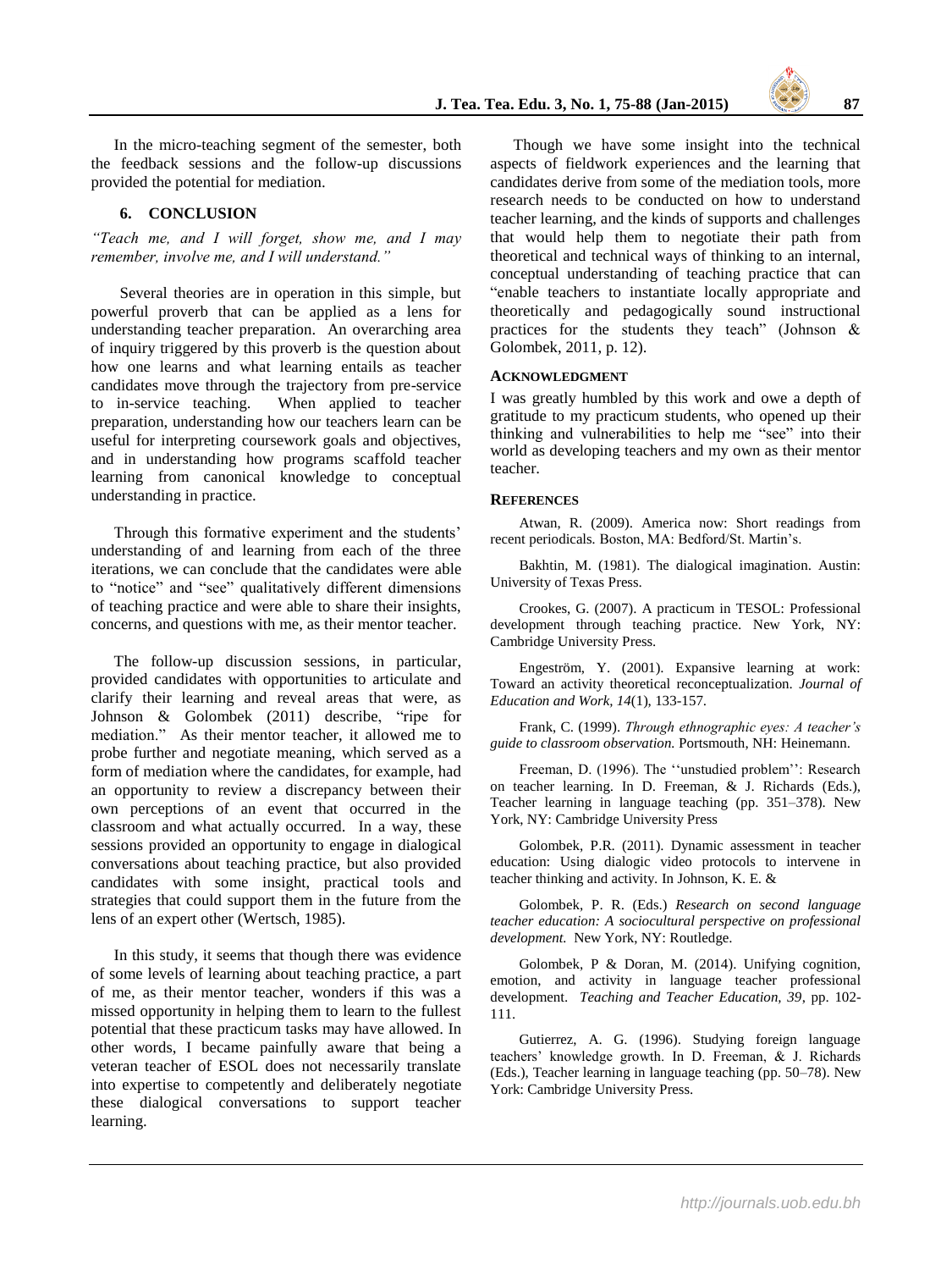In the micro-teaching segment of the semester, both the feedback sessions and the follow-up discussions provided the potential for mediation.

## 6. CONCLUSION

*"Teach me, and I will forget, show me, and I may remember, involve me, and I will understand."*

Several theories are in operation in this simple, but powerful proverb that can be applied as a lens for understanding teacher preparation. An overarching area of inquiry triggered by this proverb is the question about how one learns and what learning entails as teacher candidates move through the trajectory from pre-service to in-service teaching. When applied to teacher preparation, understanding how our teachers learn can be useful for interpreting coursework goals and objectives, and in understanding how programs scaffold teacher learning from canonical knowledge to conceptual understanding in practice.

Through this formative experiment and the students' understanding of and learning from each of the three iterations, we can conclude that the candidates were able to "notice" and "see" qualitatively different dimensions of teaching practice and were able to share their insights, concerns, and questions with me, as their mentor teacher.

The follow-up discussion sessions, in particular, provided candidates with opportunities to articulate and clarify their learning and reveal areas that were, as Johnson & Golombek (2011) describe, "ripe for mediation." As their mentor teacher, it allowed me to probe further and negotiate meaning, which served as a form of mediation where the candidates, for example, had an opportunity to review a discrepancy between their own perceptions of an event that occurred in the classroom and what actually occurred. In a way, these sessions provided an opportunity to engage in dialogical conversations about teaching practice, but also provided candidates with some insight, practical tools and strategies that could support them in the future from the lens of an expert other (Wertsch, 1985).

In this study, it seems that though there was evidence of some levels of learning about teaching practice, a part of me, as their mentor teacher, wonders if this was a missed opportunity in helping them to learn to the fullest potential that these practicum tasks may have allowed. In other words, I became painfully aware that being a veteran teacher of ESOL does not necessarily translate into expertise to competently and deliberately negotiate these dialogical conversations to support teacher learning.

Though we have some insight into the technical aspects of fieldwork experiences and the learning that candidates derive from some of the mediation tools, more research needs to be conducted on how to understand teacher learning, and the kinds of supports and challenges that would help them to negotiate their path from theoretical and technical ways of thinking to an internal, conceptual understanding of teaching practice that can "enable teachers to instantiate locally appropriate and theoretically and pedagogically sound instructional practices for the students they teach" (Johnson & Golombek, 2011, p. 12).

### ACKNOWLEDGMENT

I was greatly humbled by this work and owe a depth of gratitude to my practicum students, who opened up their thinking and vulnerabilities to help me "see" into their world as developing teachers and my own as their mentor teacher.

### REFERENCES

Atwan, R. (2009). America now: Short readings from recent periodicals. Boston, MA: Bedford/St. Martin's.

Bakhtin, M. (1981). The dialogical imagination. Austin: University of Texas Press.

Crookes, G. (2007). A practicum in TESOL: Professional development through teaching practice. New York, NY: Cambridge University Press.

Engeström, Y. (2001). Expansive learning at work: Toward an activity theoretical reconceptualization. *Journal of Education and Work, 14*(1), 133-157.

Frank, C. (1999). *Through ethnographic eyes: A teacher's guide to classroom observation.* Portsmouth, NH: Heinemann.

Freeman, D. (1996). The ''unstudied problem'': Research on teacher learning. In D. Freeman, & J. Richards (Eds.), Teacher learning in language teaching (pp. 351–378). New York, NY: Cambridge University Press

Golombek, P.R. (2011). Dynamic assessment in teacher education: Using dialogic video protocols to intervene in teacher thinking and activity. In Johnson, K. E. &

Golombek, P. R. (Eds.) *Research on second language teacher education: A sociocultural perspective on professional development.* New York, NY: Routledge.

Golombek, P & Doran, M. (2014). Unifying cognition, emotion, and activity in language teacher professional development. *Teaching and Teacher Education, 39*, pp. 102-111.

Gutierrez, A. G. (1996). Studying foreign language teachers' knowledge growth. In D. Freeman, & J. Richards (Eds.), Teacher learning in language teaching (pp. 50–78). New York: Cambridge University Press.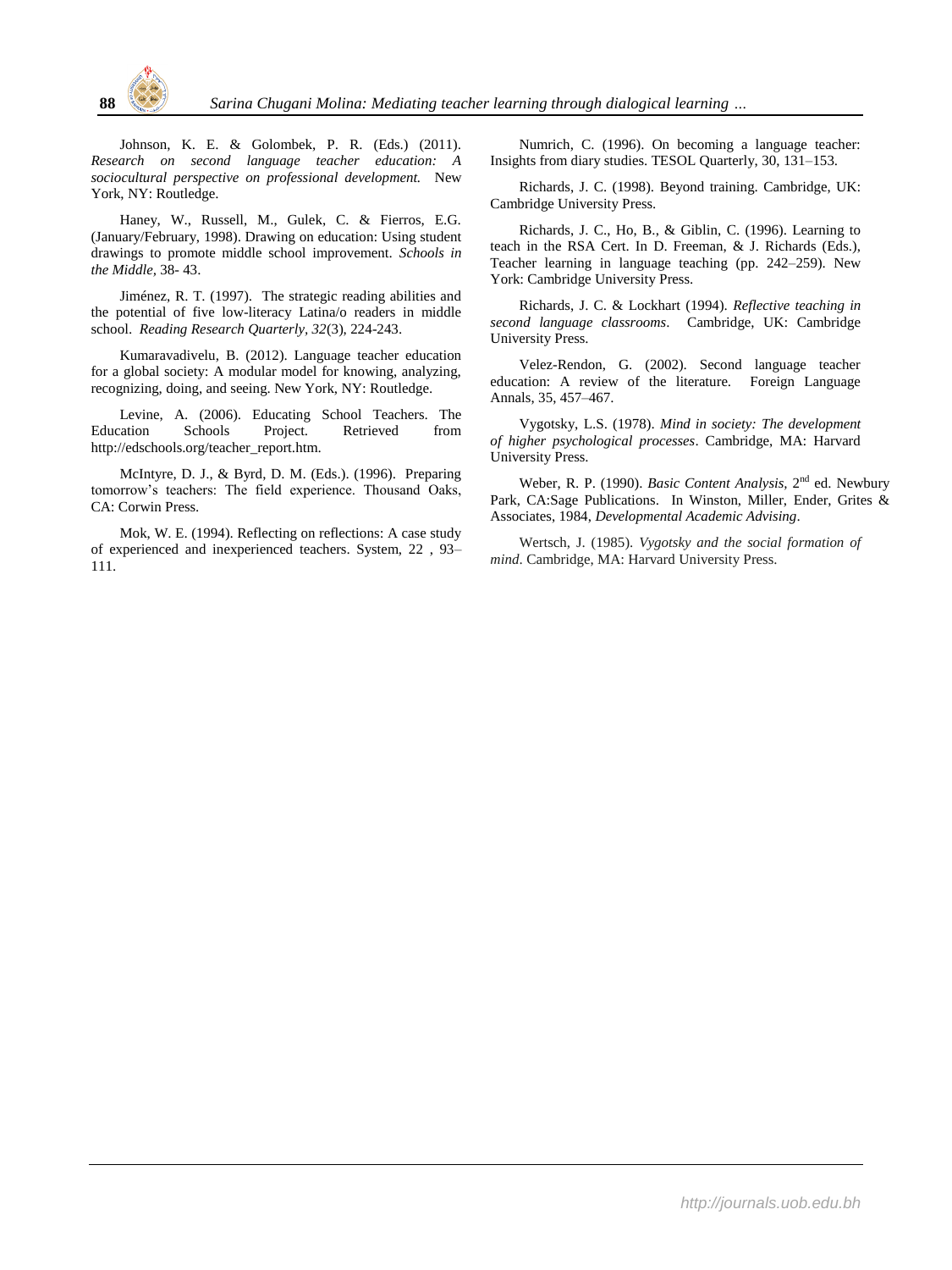Johnson, K. E. & Golombek, P. R. (Eds.) (2011). *Research on second language teacher education: A sociocultural perspective on professional development.* New York, NY: Routledge.

Haney, W., Russell, M., Gulek, C. & Fierros, E.G. (January/February, 1998). Drawing on education: Using student drawings to promote middle school improvement. *Schools in the Middle*, 38- 43.

Jiménez, R. T. (1997). The strategic reading abilities and the potential of five low-literacy Latina/o readers in middle school. *Reading Research Quarterly*, *32*(3), 224-243.

Kumaravadivelu, B. (2012). Language teacher education for a global society: A modular model for knowing, analyzing, recognizing, doing, and seeing. New York, NY: Routledge.

Levine, A. (2006). Educating School Teachers. The Education Schools Project. Retrieved from http://edschools.org/teacher_report.htm.

McIntyre, D. J., & Byrd, D. M. (Eds.). (1996). Preparing tomorrow's teachers: The field experience. Thousand Oaks, CA: Corwin Press.

Mok, W. E. (1994). Reflecting on reflections: A case study of experienced and inexperienced teachers. System, 22 , 93–111.

Numrich, C. (1996). On becoming a language teacher: Insights from diary studies. TESOL Quarterly, 30, 131–153.

Richards, J. C. (1998). Beyond training. Cambridge, UK: Cambridge University Press.

Richards, J. C., Ho, B., & Giblin, C. (1996). Learning to teach in the RSA Cert. In D. Freeman, & J. Richards (Eds.), Teacher learning in language teaching (pp. 242–259). New York: Cambridge University Press.

Richards, J. C. & Lockhart (1994). *Reflective teaching in second language classrooms*. Cambridge, UK: Cambridge University Press.

Velez-Rendon, G. (2002). Second language teacher education: A review of the literature. Foreign Language Annals, 35, 457–467.

Vygotsky, L.S. (1978). *Mind in society: The development of higher psychological processes*. Cambridge, MA: Harvard University Press.

Weber, R. P. (1990). *Basic Content Analysis*, 2nd ed. Newbury Park, CA:Sage Publications. In Winston, Miller, Ender, Grites & Associates, 1984, *Developmental Academic Advising*.

Wertsch, J. (1985). *Vygotsky and the social formation of mind*. Cambridge, MA: Harvard University Press.